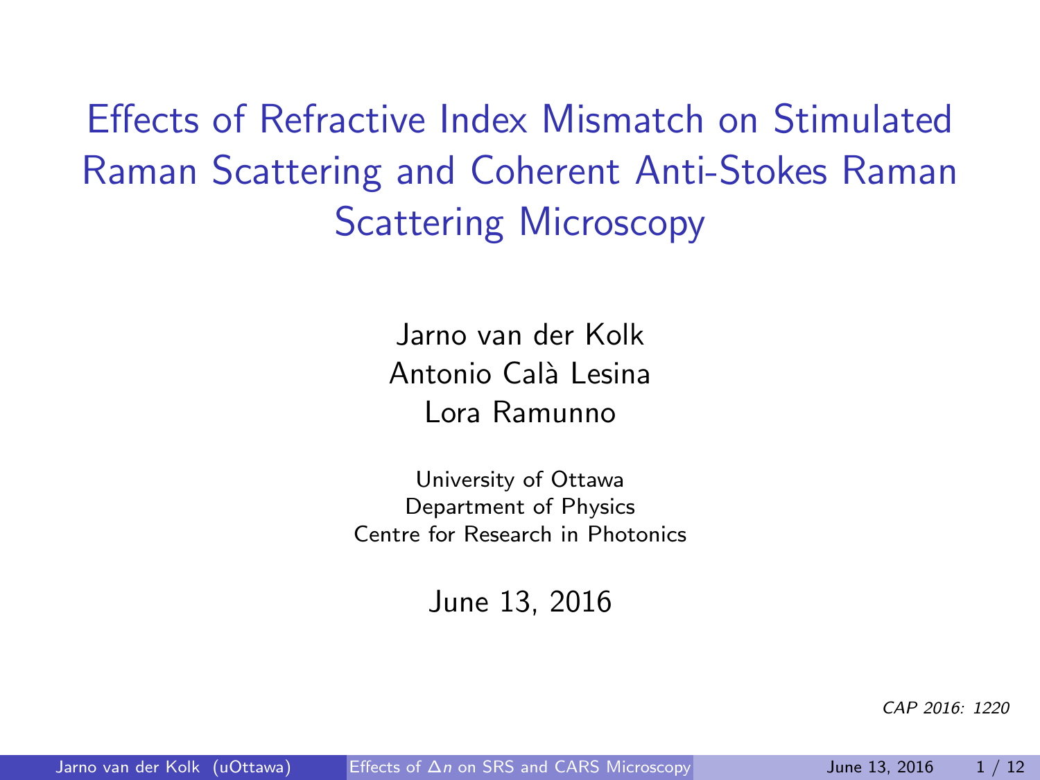# Effects of Refractive Index Mismatch on Stimulated Raman Scattering and Coherent Anti-Stokes Raman Scattering Microscopy

Jarno van der Kolk
Antonio Calà Lesina
Lora Ramunno

University of Ottawa
Department of Physics
Centre for Research in Photonics

June 13, 2016

*CAP 2016: 1220*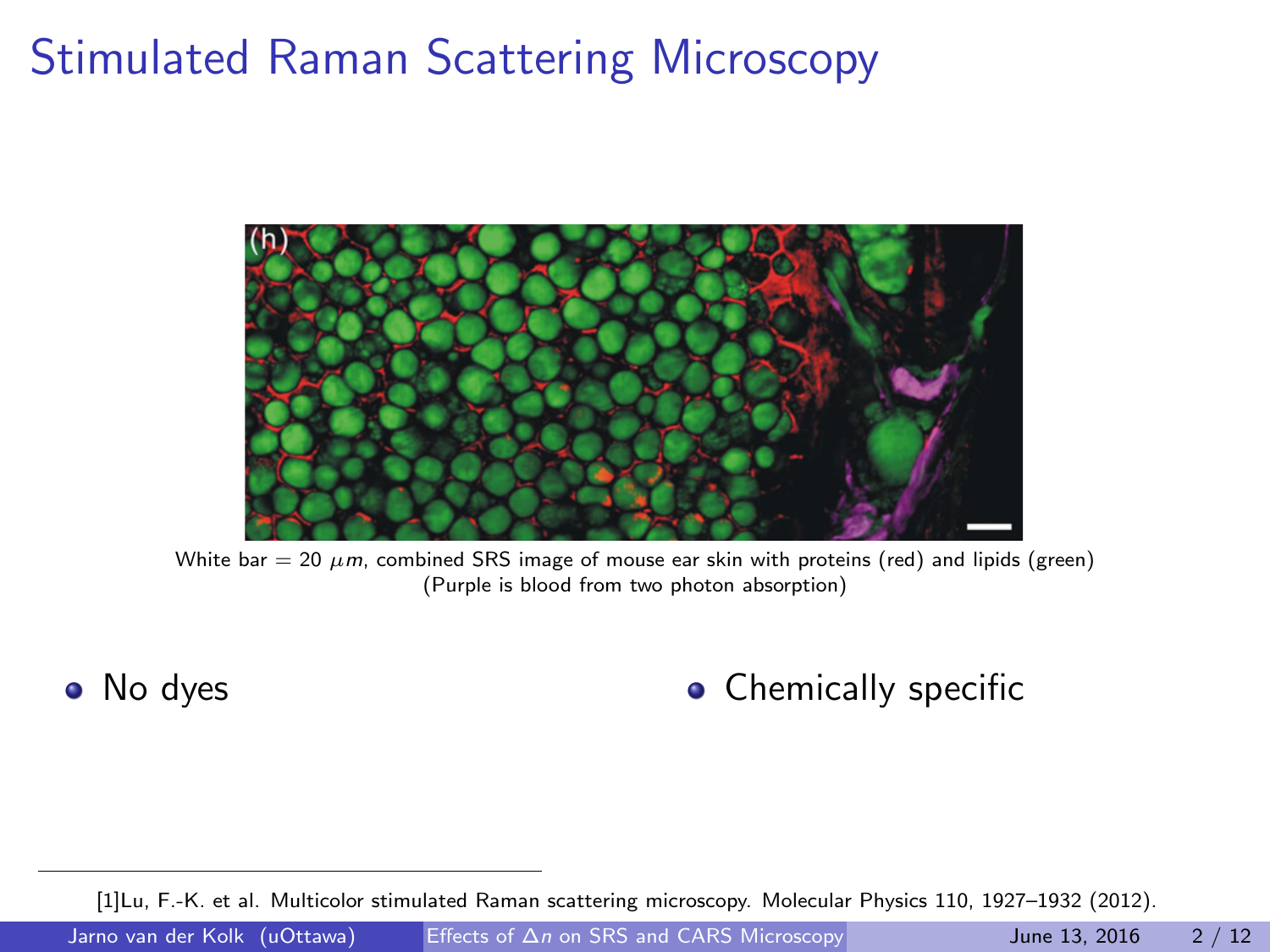# Stimulated Raman Scattering Microscopy

White bar = 20 $\mu m$, combined SRS image of mouse ear skin with proteins (red) and lipids (green)
(Purple is blood from two photon absorption)

- No dyes
- Chemically specific

[1]Lu, F.-K. et al. Multicolor stimulated Raman scattering microscopy. Molecular Physics 110, 1927–1932 (2012).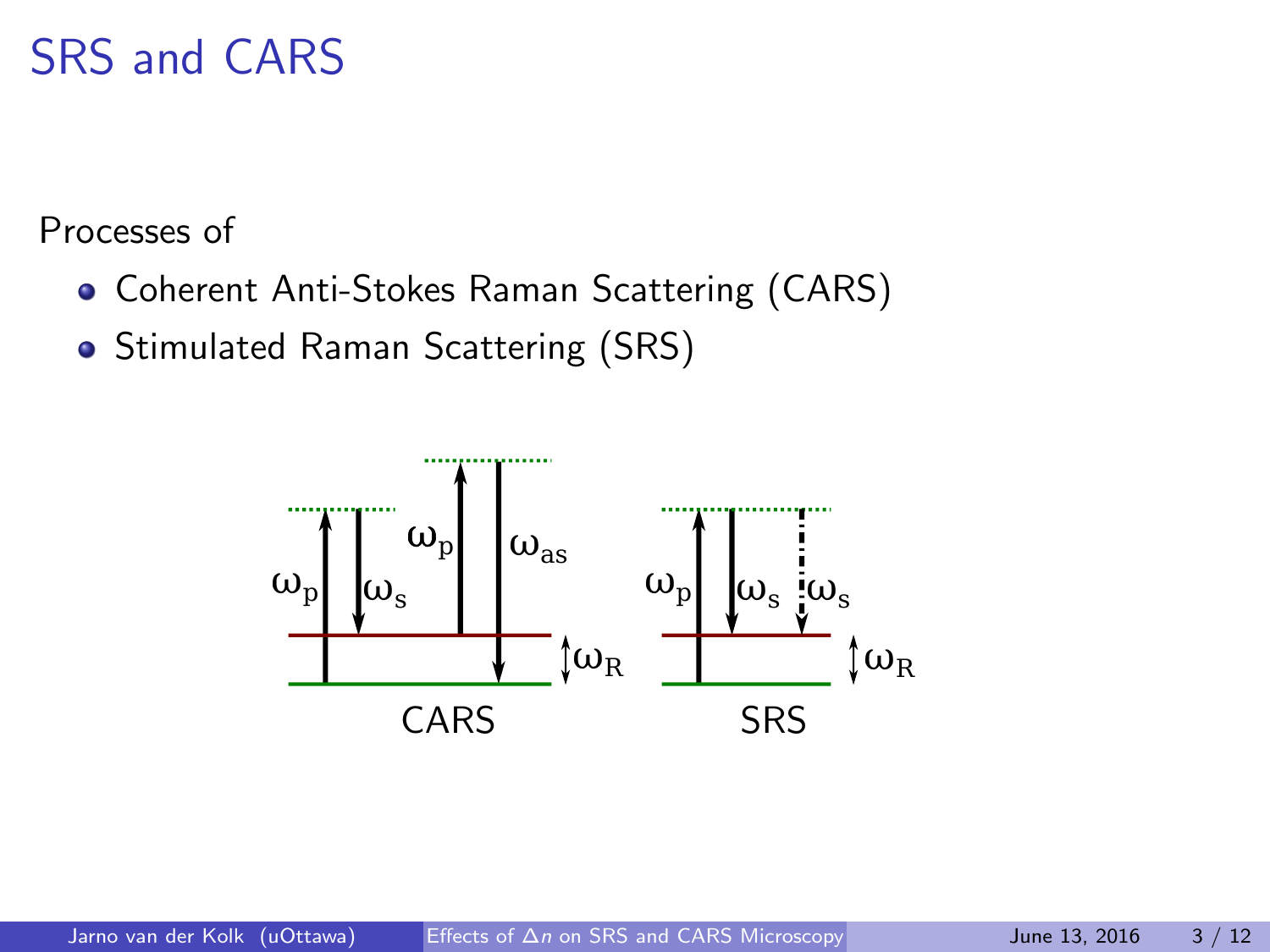# SRS and CARS

Processes of

- Coherent Anti-Stokes Raman Scattering (CARS)
- Stimulated Raman Scattering (SRS)

$\omega_p$ $\omega_s$ $\omega_p$ $\omega_{as}$ $\omega_R$

CARS

$\omega_p$ $\omega_s$ $\omega_s$ $\omega_R$

SRS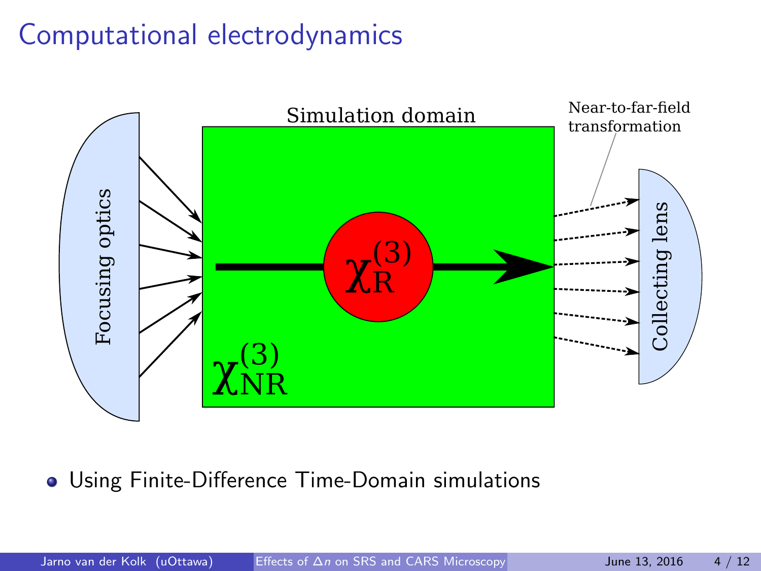# Computational electrodynamics

Simulation domain

Near-to-far-field transformation

Focusing optics

$\chi_{\mathrm{R}}^{(3)}$

$\chi_{\mathrm{NR}}^{(3)}$

Collecting lens

- Using Finite-Difference Time-Domain simulations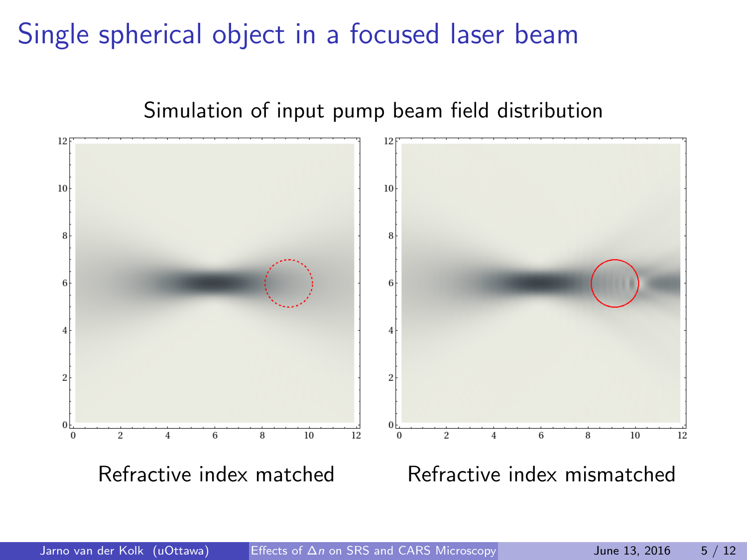# Single spherical object in a focused laser beam

Simulation of input pump beam field distribution

Refractive index matched

Refractive index mismatched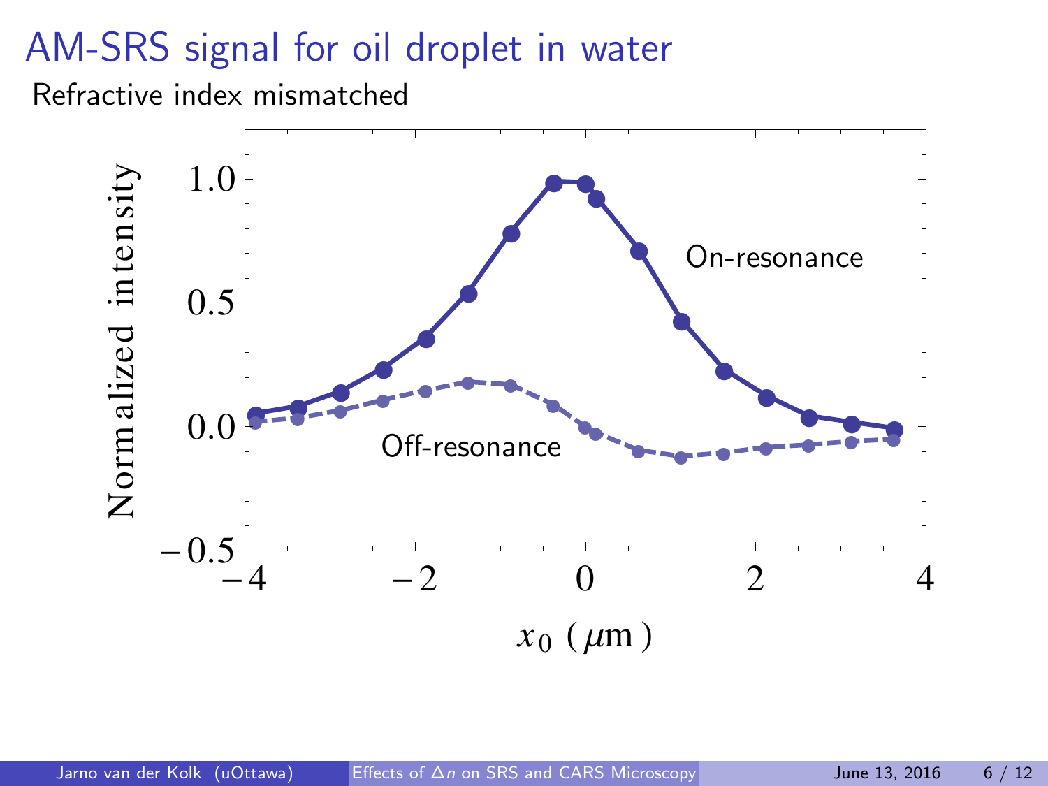# AM-SRS signal for oil droplet in water

Refractive index mismatched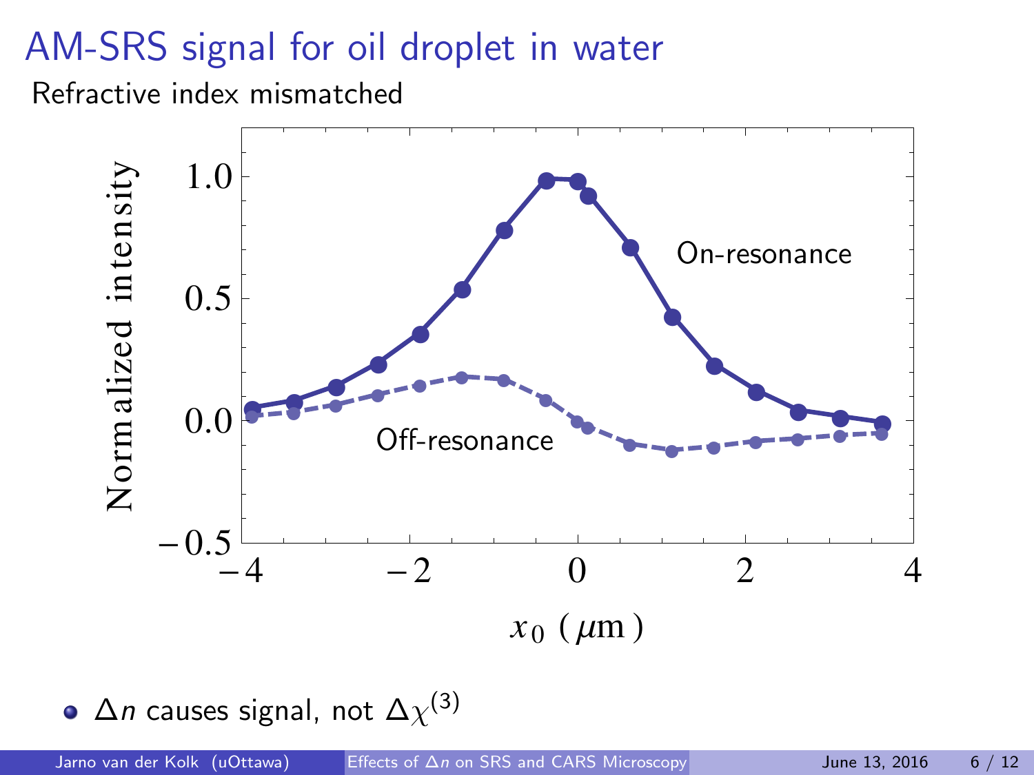# AM-SRS signal for oil droplet in water

Refractive index mismatched

- $\Delta n$ causes signal, not $\Delta\chi^{(3)}$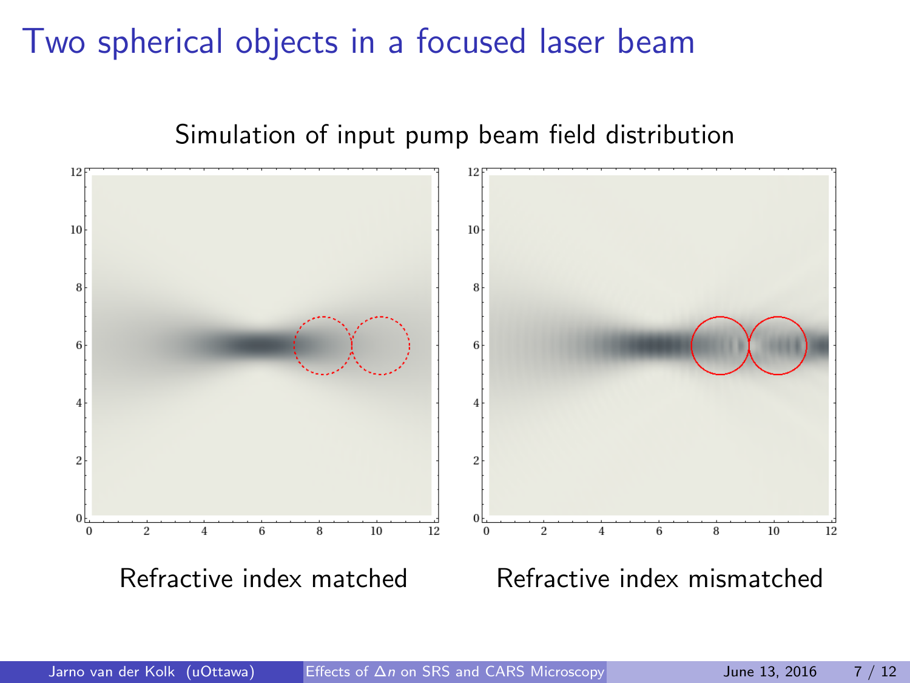# Two spherical objects in a focused laser beam

Simulation of input pump beam field distribution

Refractive index matched

Refractive index mismatched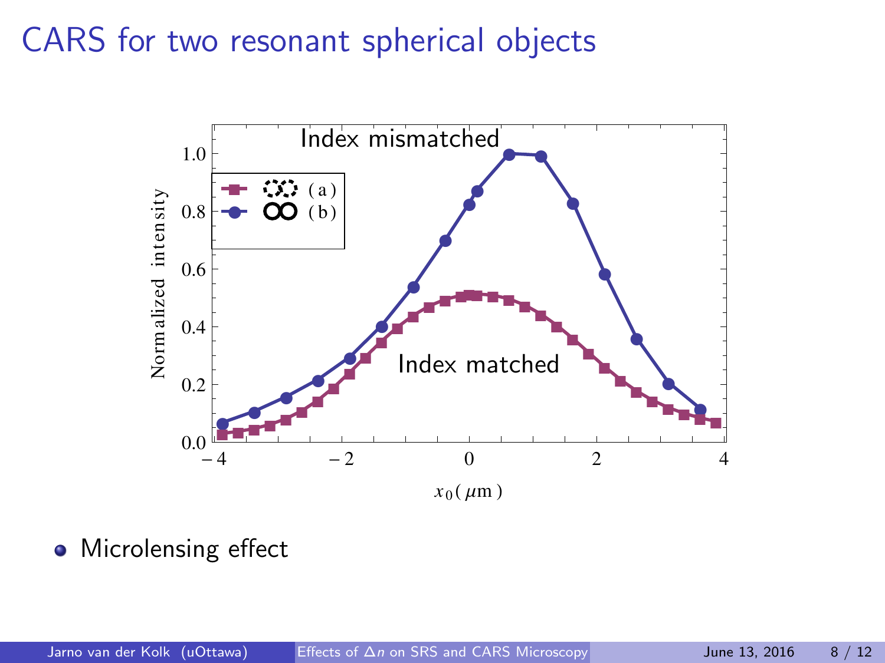# CARS for two resonant spherical objects

- Microlensing effect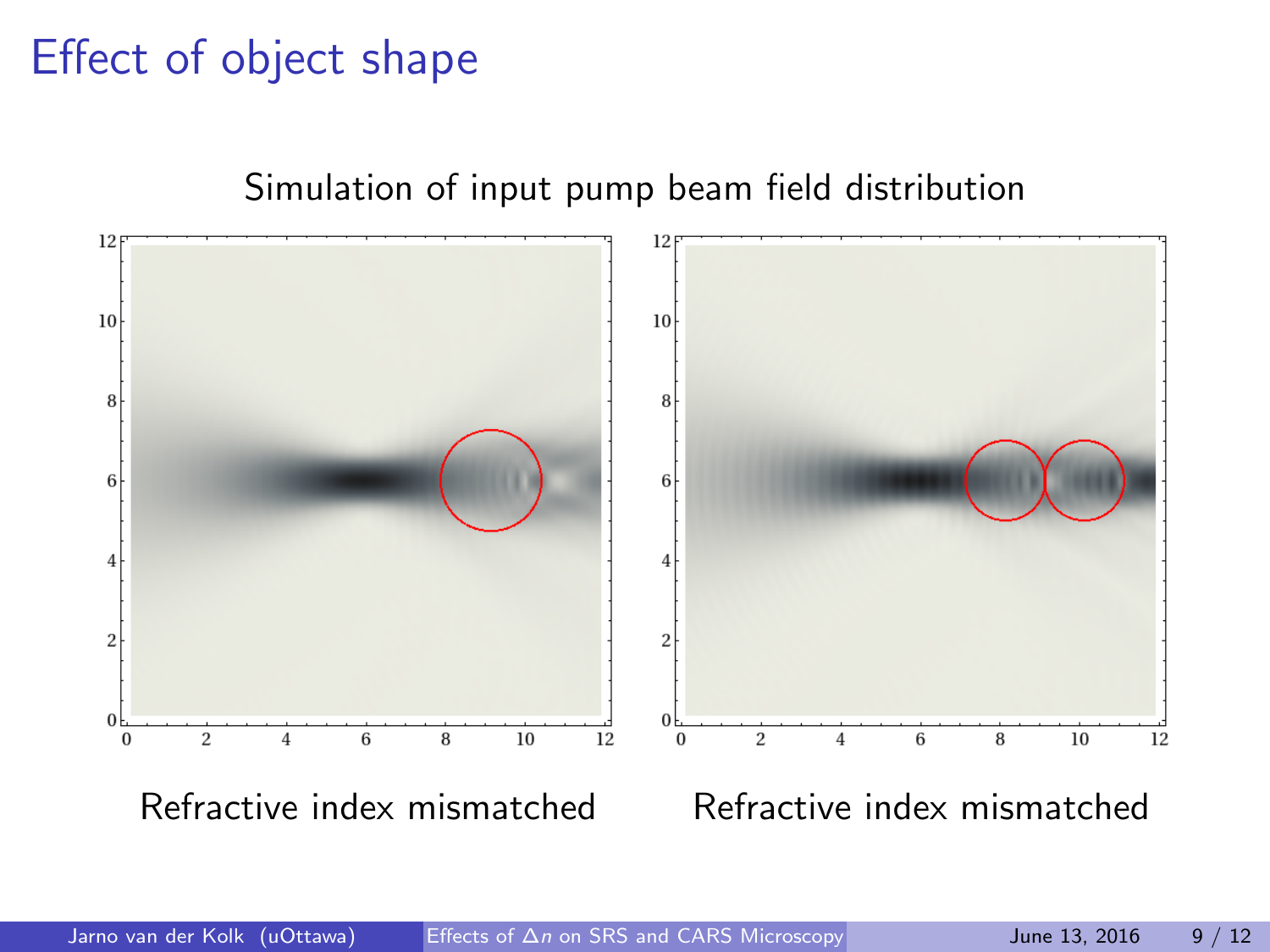# Effect of object shape

Simulation of input pump beam field distribution

Refractive index mismatched

Refractive index mismatched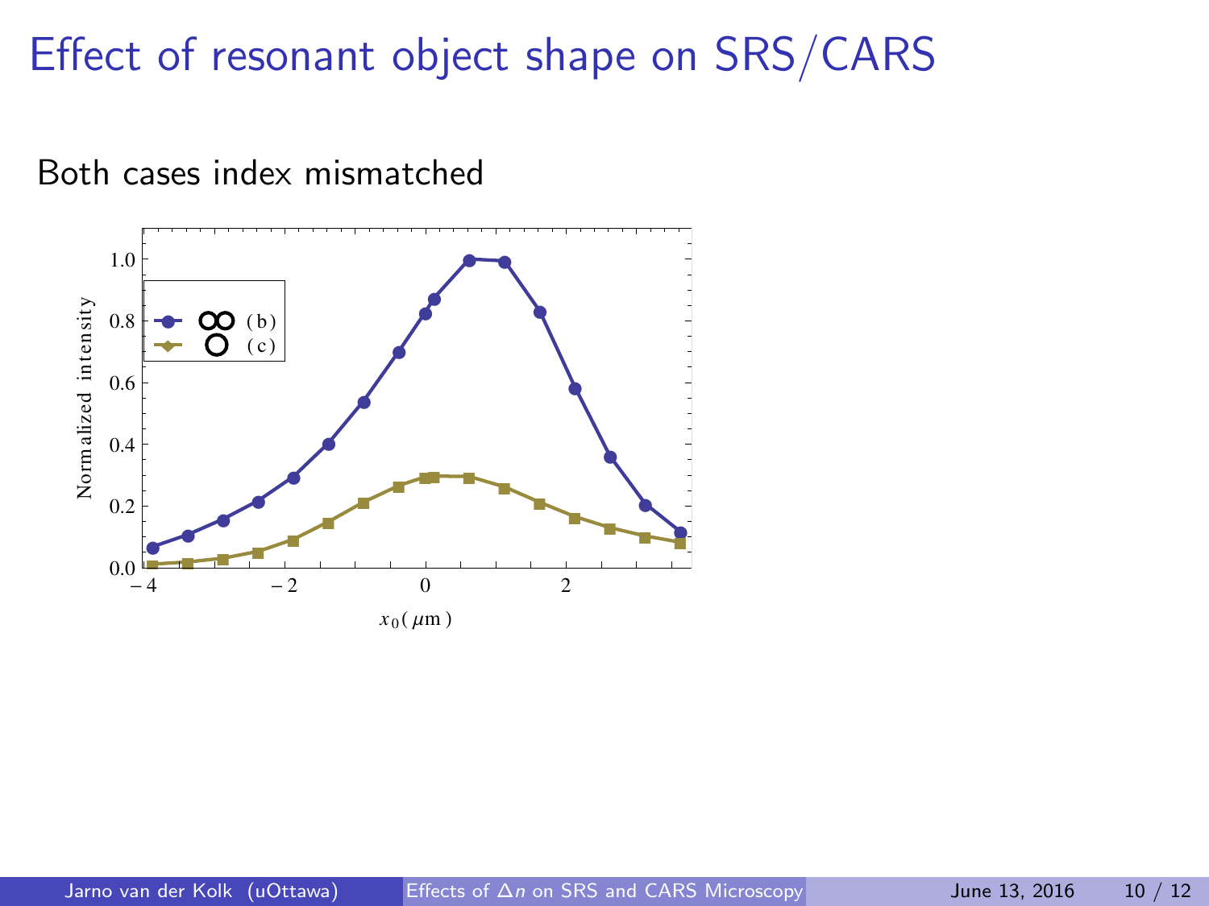# Effect of resonant object shape on SRS/CARS

Both cases index mismatched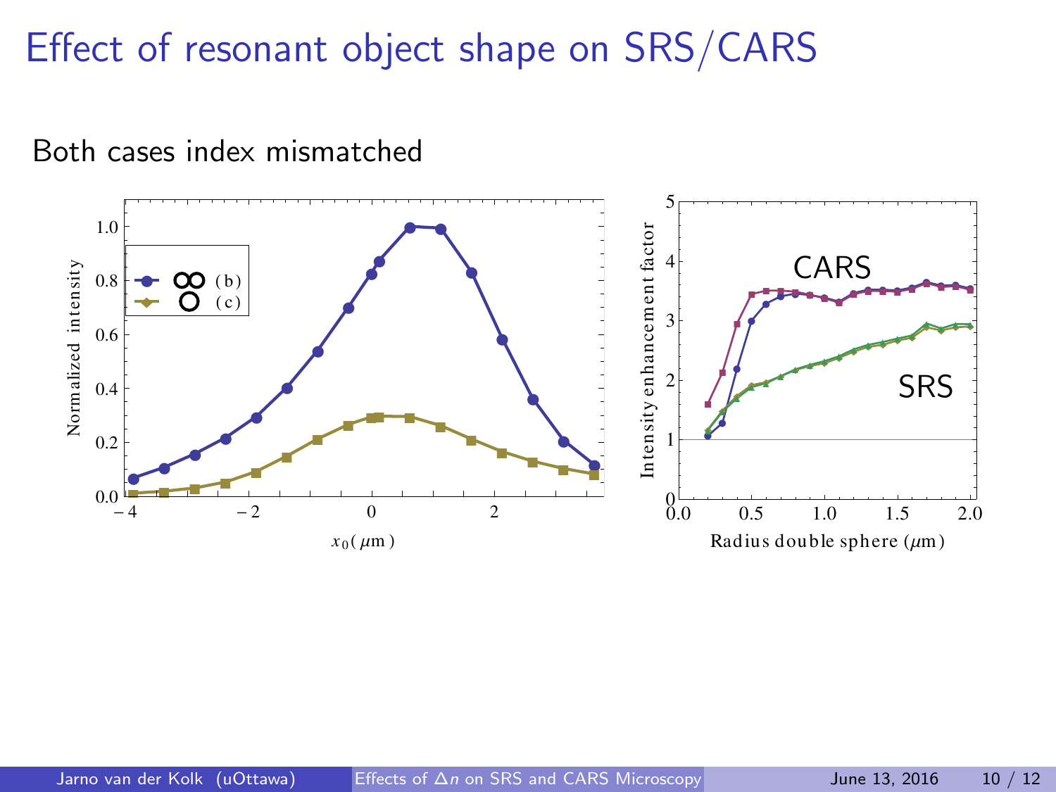# Effect of resonant object shape on SRS/CARS

Both cases index mismatched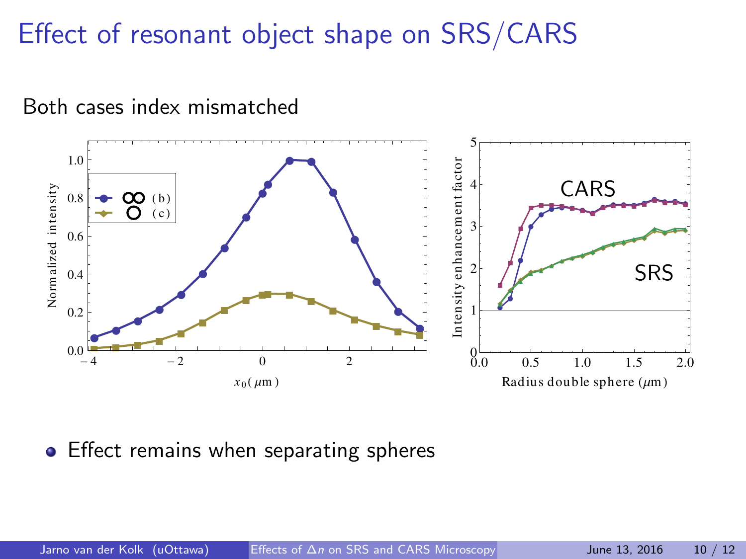# Effect of resonant object shape on SRS/CARS

Both cases index mismatched

- Effect remains when separating spheres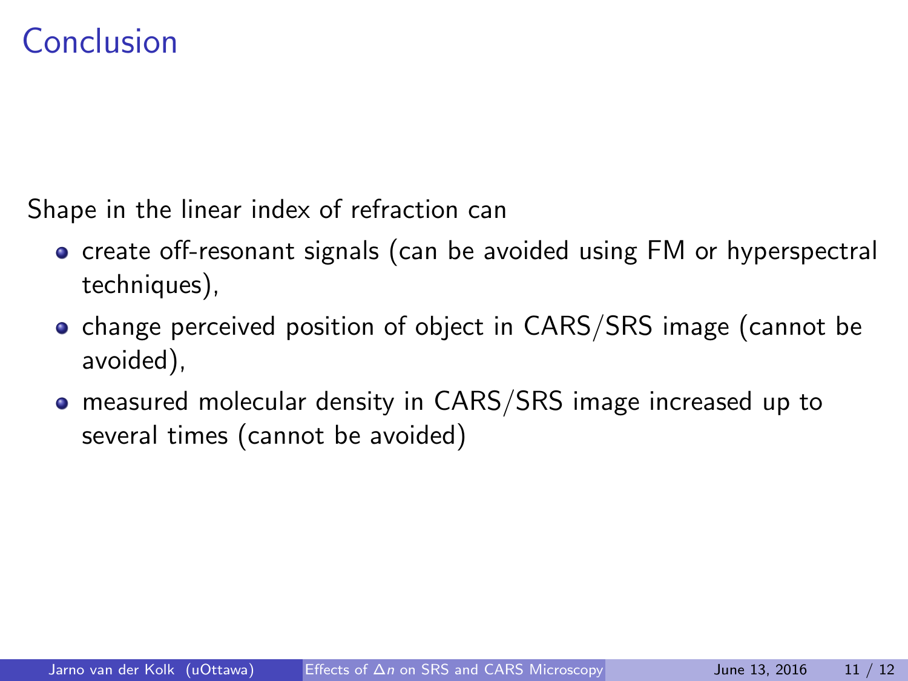# Conclusion

Shape in the linear index of refraction can

- create off-resonant signals (can be avoided using FM or hyperspectral techniques),
- change perceived position of object in CARS/SRS image (cannot be avoided),
- measured molecular density in CARS/SRS image increased up to several times (cannot be avoided)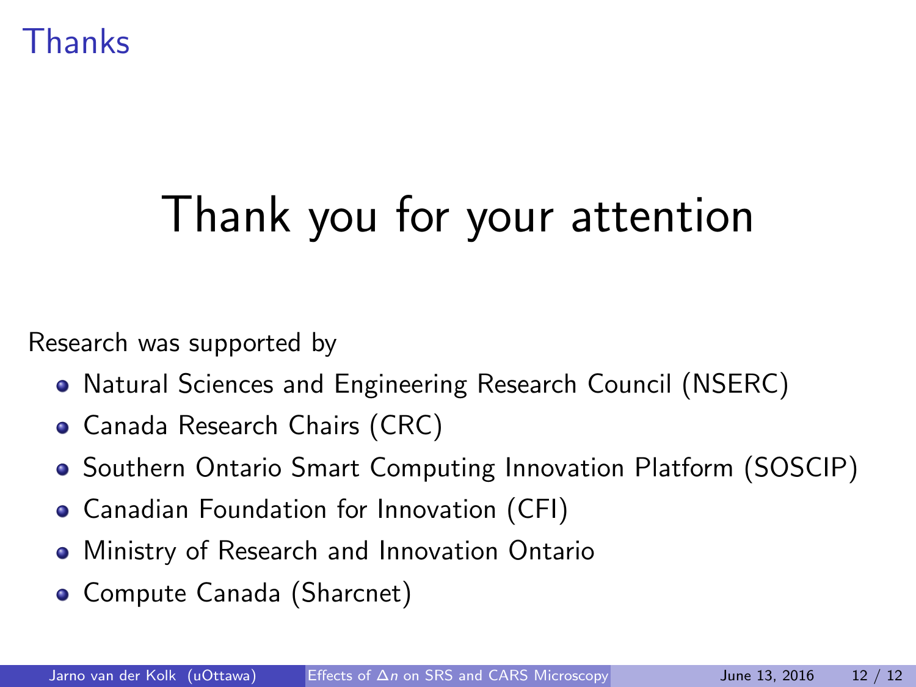# Thanks

## Thank you for your attention

Research was supported by

- Natural Sciences and Engineering Research Council (NSERC)
- Canada Research Chairs (CRC)
- Southern Ontario Smart Computing Innovation Platform (SOSCIP)
- Canadian Foundation for Innovation (CFI)
- Ministry of Research and Innovation Ontario
- Compute Canada (Sharcnet)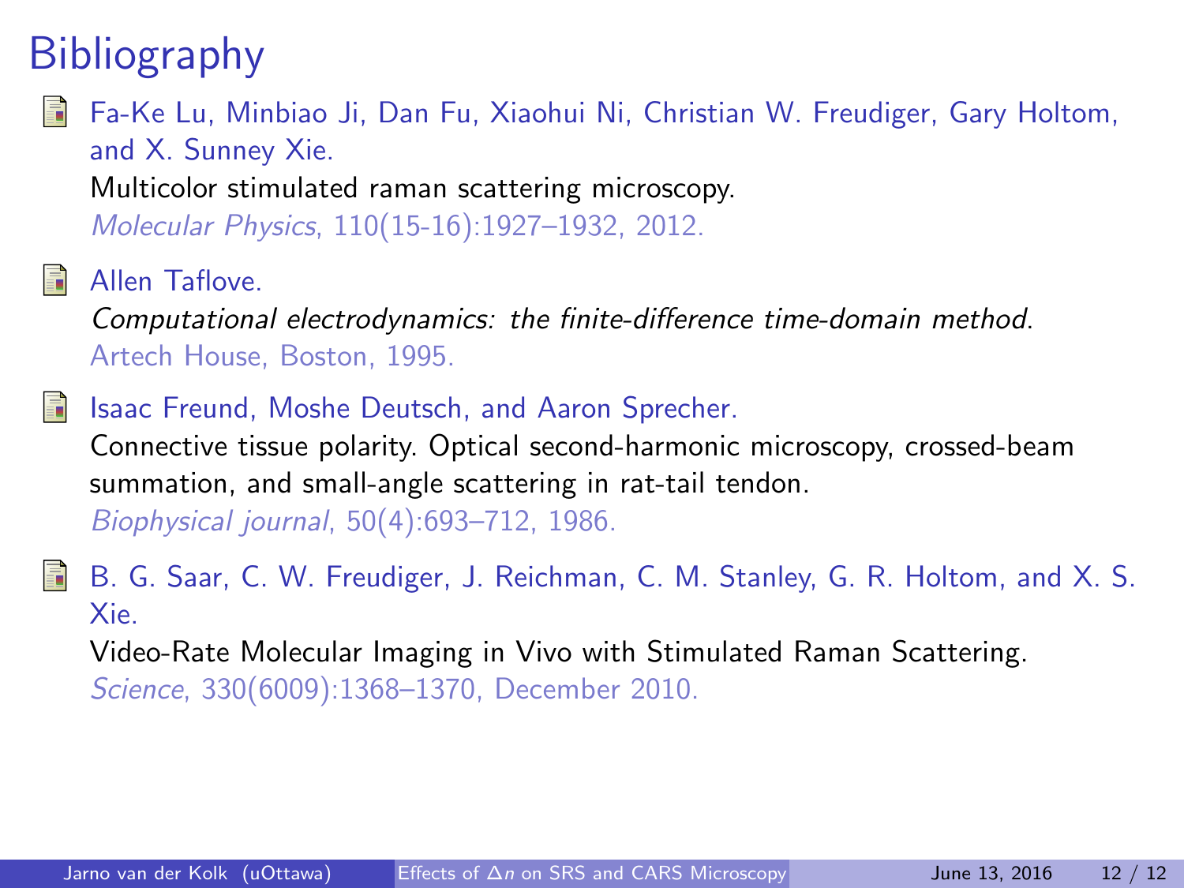# Bibliography

- Fa-Ke Lu, Minbiao Ji, Dan Fu, Xiaohui Ni, Christian W. Freudiger, Gary Holtom, and X. Sunney Xie.
  Multicolor stimulated raman scattering microscopy.
  *Molecular Physics*, 110(15-16):1927–1932, 2012.

- Allen Taflove.
  *Computational electrodynamics: the finite-difference time-domain method*.
  Artech House, Boston, 1995.

- Isaac Freund, Moshe Deutsch, and Aaron Sprecher.
  Connective tissue polarity. Optical second-harmonic microscopy, crossed-beam summation, and small-angle scattering in rat-tail tendon.
  *Biophysical journal*, 50(4):693–712, 1986.

- B. G. Saar, C. W. Freudiger, J. Reichman, C. M. Stanley, G. R. Holtom, and X. S. Xie.
  Video-Rate Molecular Imaging in Vivo with Stimulated Raman Scattering.
  *Science*, 330(6009):1368–1370, December 2010.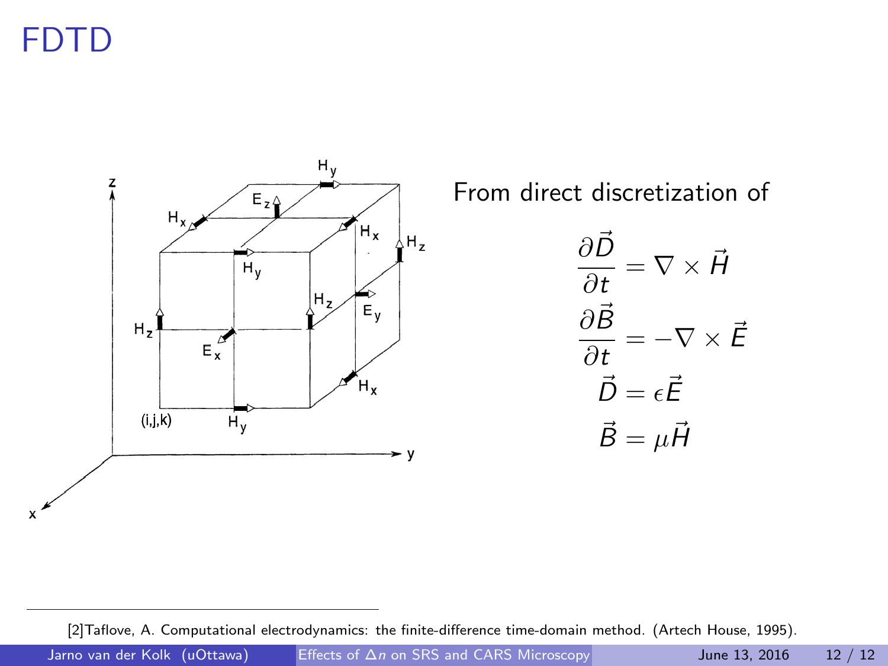# FDTD

From direct discretization of

$$\frac{\partial \vec{D}}{\partial t} = \nabla \times \vec{H}$$

$$\frac{\partial \vec{B}}{\partial t} = -\nabla \times \vec{E}$$

$$\vec{D} = \epsilon \vec{E}$$

$$\vec{B} = \mu \vec{H}$$

[2]Taflove, A. Computational electrodynamics: the finite-difference time-domain method. (Artech House, 1995).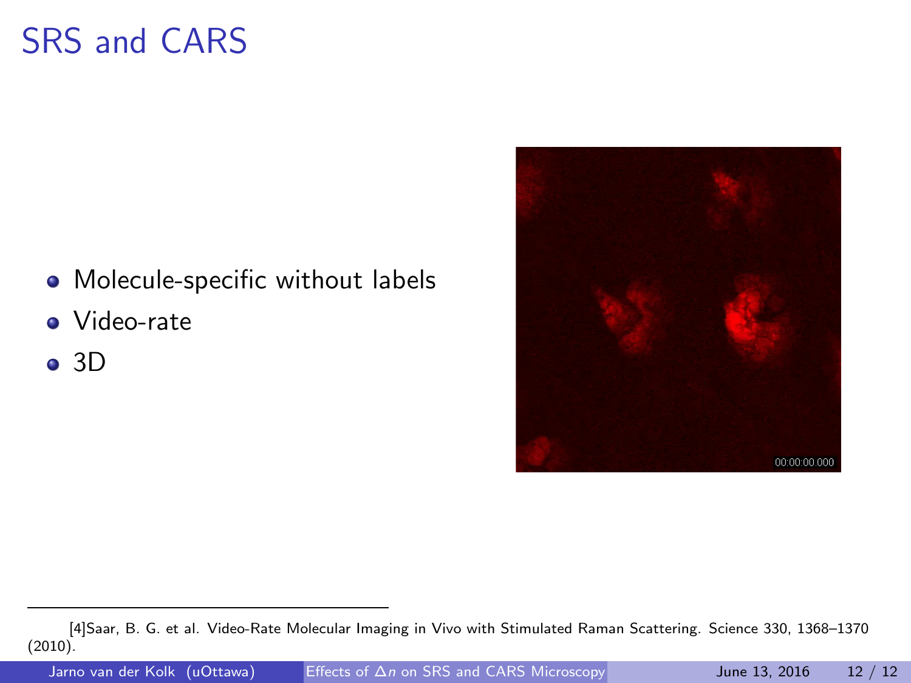# SRS and CARS

- Molecule-specific without labels
- Video-rate
- 3D

[4]Saar, B. G. et al. Video-Rate Molecular Imaging in Vivo with Stimulated Raman Scattering. Science 330, 1368–1370 (2010).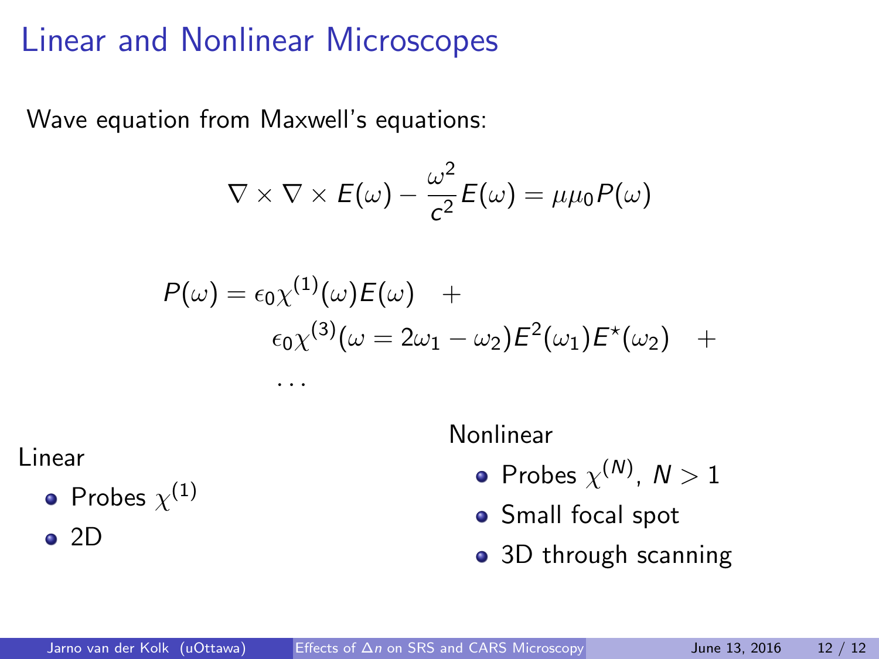# Linear and Nonlinear Microscopes

Wave equation from Maxwell's equations:

$$\nabla \times \nabla \times E(\omega) - \frac{\omega^2}{c^2} E(\omega) = \mu\mu_0 P(\omega)$$

$$\begin{aligned} P(\omega) = \epsilon_0 \chi^{(1)}(\omega) E(\omega) \quad & + \\ & \epsilon_0 \chi^{(3)}(\omega = 2\omega_1 - \omega_2) E^2(\omega_1) E^\star(\omega_2) \quad + \\ & \ldots \end{aligned}$$

Linear

- Probes $\chi^{(1)}$
- 2D

Nonlinear

- Probes $\chi^{(N)}$, $N > 1$
- Small focal spot
- 3D through scanning